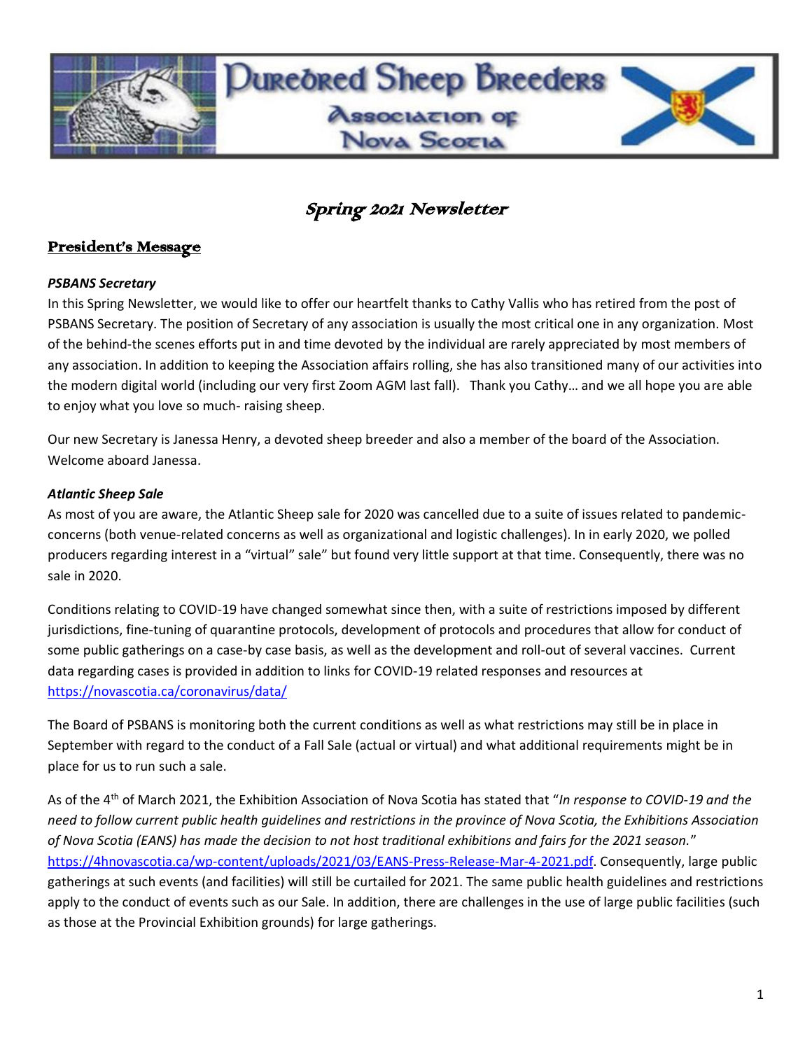# Purebred Sheep Breeders Association of Nova Scotia

## *Spring 2021 Newsletter*

### President's Message

***PSBANS Secretary***

In this Spring Newsletter, we would like to offer our heartfelt thanks to Cathy Vallis who has retired from the post of PSBANS Secretary. The position of Secretary of any association is usually the most critical one in any organization. Most of the behind-the scenes efforts put in and time devoted by the individual are rarely appreciated by most members of any association. In addition to keeping the Association affairs rolling, she has also transitioned many of our activities into the modern digital world (including our very first Zoom AGM last fall). Thank you Cathy… and we all hope you are able to enjoy what you love so much- raising sheep.

Our new Secretary is Janessa Henry, a devoted sheep breeder and also a member of the board of the Association. Welcome aboard Janessa.

***Atlantic Sheep Sale***

As most of you are aware, the Atlantic Sheep sale for 2020 was cancelled due to a suite of issues related to pandemic-concerns (both venue-related concerns as well as organizational and logistic challenges). In in early 2020, we polled producers regarding interest in a "virtual" sale" but found very little support at that time. Consequently, there was no sale in 2020.

Conditions relating to COVID-19 have changed somewhat since then, with a suite of restrictions imposed by different jurisdictions, fine-tuning of quarantine protocols, development of protocols and procedures that allow for conduct of some public gatherings on a case-by case basis, as well as the development and roll-out of several vaccines. Current data regarding cases is provided in addition to links for COVID-19 related responses and resources at https://novascotia.ca/coronavirus/data/

The Board of PSBANS is monitoring both the current conditions as well as what restrictions may still be in place in September with regard to the conduct of a Fall Sale (actual or virtual) and what additional requirements might be in place for us to run such a sale.

As of the 4th of March 2021, the Exhibition Association of Nova Scotia has stated that "*In response to COVID-19 and the need to follow current public health guidelines and restrictions in the province of Nova Scotia, the Exhibitions Association of Nova Scotia (EANS) has made the decision to not host traditional exhibitions and fairs for the 2021 season.*" https://4hnovascotia.ca/wp-content/uploads/2021/03/EANS-Press-Release-Mar-4-2021.pdf. Consequently, large public gatherings at such events (and facilities) will still be curtailed for 2021. The same public health guidelines and restrictions apply to the conduct of events such as our Sale. In addition, there are challenges in the use of large public facilities (such as those at the Provincial Exhibition grounds) for large gatherings.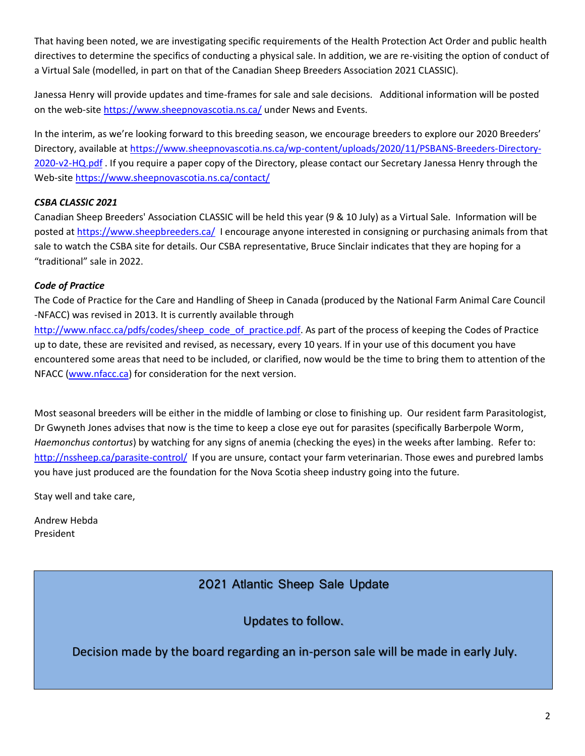That having been noted, we are investigating specific requirements of the Health Protection Act Order and public health directives to determine the specifics of conducting a physical sale. In addition, we are re-visiting the option of conduct of a Virtual Sale (modelled, in part on that of the Canadian Sheep Breeders Association 2021 CLASSIC).

Janessa Henry will provide updates and time-frames for sale and sale decisions. Additional information will be posted on the web-site https://www.sheepnovascotia.ns.ca/ under News and Events.

In the interim, as we're looking forward to this breeding season, we encourage breeders to explore our 2020 Breeders' Directory, available at https://www.sheepnovascotia.ns.ca/wp-content/uploads/2020/11/PSBANS-Breeders-Directory-2020-v2-HQ.pdf . If you require a paper copy of the Directory, please contact our Secretary Janessa Henry through the Web-site https://www.sheepnovascotia.ns.ca/contact/

***CSBA CLASSIC 2021***

Canadian Sheep Breeders' Association CLASSIC will be held this year (9 & 10 July) as a Virtual Sale. Information will be posted at https://www.sheepbreeders.ca/ I encourage anyone interested in consigning or purchasing animals from that sale to watch the CSBA site for details. Our CSBA representative, Bruce Sinclair indicates that they are hoping for a "traditional" sale in 2022.

***Code of Practice***

The Code of Practice for the Care and Handling of Sheep in Canada (produced by the National Farm Animal Care Council -NFACC) was revised in 2013. It is currently available through http://www.nfacc.ca/pdfs/codes/sheep_code_of_practice.pdf. As part of the process of keeping the Codes of Practice up to date, these are revisited and revised, as necessary, every 10 years. If in your use of this document you have encountered some areas that need to be included, or clarified, now would be the time to bring them to attention of the NFACC (www.nfacc.ca) for consideration for the next version.

Most seasonal breeders will be either in the middle of lambing or close to finishing up. Our resident farm Parasitologist, Dr Gwyneth Jones advises that now is the time to keep a close eye out for parasites (specifically Barberpole Worm, *Haemonchus contortus*) by watching for any signs of anemia (checking the eyes) in the weeks after lambing. Refer to: http://nssheep.ca/parasite-control/ If you are unsure, contact your farm veterinarian. Those ewes and purebred lambs you have just produced are the foundation for the Nova Scotia sheep industry going into the future.

Stay well and take care,

Andrew Hebda
President

## 2021 Atlantic Sheep Sale Update

Updates to follow.

Decision made by the board regarding an in-person sale will be made in early July.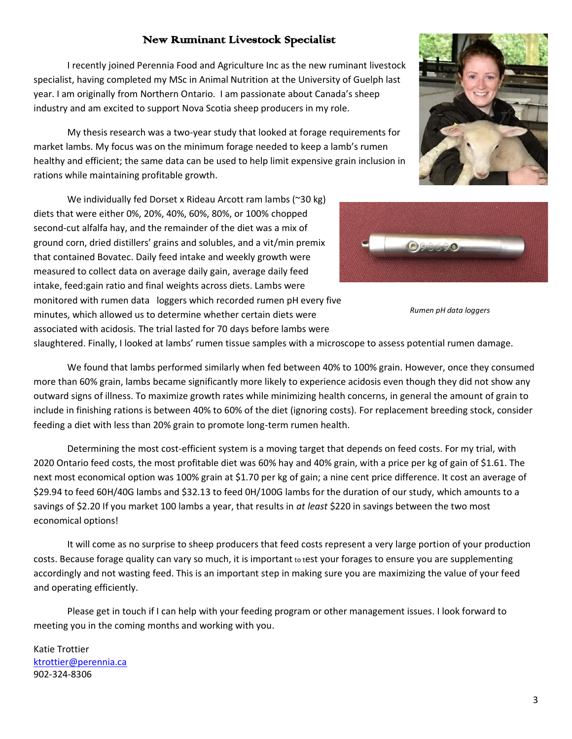## New Ruminant Livestock Specialist

I recently joined Perennia Food and Agriculture Inc as the new ruminant livestock specialist, having completed my MSc in Animal Nutrition at the University of Guelph last year. I am originally from Northern Ontario. I am passionate about Canada's sheep industry and am excited to support Nova Scotia sheep producers in my role.

My thesis research was a two-year study that looked at forage requirements for market lambs. My focus was on the minimum forage needed to keep a lamb's rumen healthy and efficient; the same data can be used to help limit expensive grain inclusion in rations while maintaining profitable growth.

We individually fed Dorset x Rideau Arcott ram lambs (~30 kg) diets that were either 0%, 20%, 40%, 60%, 80%, or 100% chopped second-cut alfalfa hay, and the remainder of the diet was a mix of ground corn, dried distillers' grains and solubles, and a vit/min premix that contained Bovatec. Daily feed intake and weekly growth were measured to collect data on average daily gain, average daily feed intake, feed:gain ratio and final weights across diets. Lambs were monitored with rumen data loggers which recorded rumen pH every five minutes, which allowed us to determine whether certain diets were associated with acidosis. The trial lasted for 70 days before lambs were slaughtered. Finally, I looked at lambs' rumen tissue samples with a microscope to assess potential rumen damage.

*Rumen pH data loggers*

We found that lambs performed similarly when fed between 40% to 100% grain. However, once they consumed more than 60% grain, lambs became significantly more likely to experience acidosis even though they did not show any outward signs of illness. To maximize growth rates while minimizing health concerns, in general the amount of grain to include in finishing rations is between 40% to 60% of the diet (ignoring costs). For replacement breeding stock, consider feeding a diet with less than 20% grain to promote long-term rumen health.

Determining the most cost-efficient system is a moving target that depends on feed costs. For my trial, with 2020 Ontario feed costs, the most profitable diet was 60% hay and 40% grain, with a price per kg of gain of $1.61. The next most economical option was 100% grain at $1.70 per kg of gain; a nine cent price difference. It cost an average of $29.94 to feed 60H/40G lambs and $32.13 to feed 0H/100G lambs for the duration of our study, which amounts to a savings of $2.20 If you market 100 lambs a year, that results in *at least* $220 in savings between the two most economical options!

It will come as no surprise to sheep producers that feed costs represent a very large portion of your production costs. Because forage quality can vary so much, it is important to test your forages to ensure you are supplementing accordingly and not wasting feed. This is an important step in making sure you are maximizing the value of your feed and operating efficiently.

Please get in touch if I can help with your feeding program or other management issues. I look forward to meeting you in the coming months and working with you.

Katie Trottier
ktrottier@perennia.ca
902-324-8306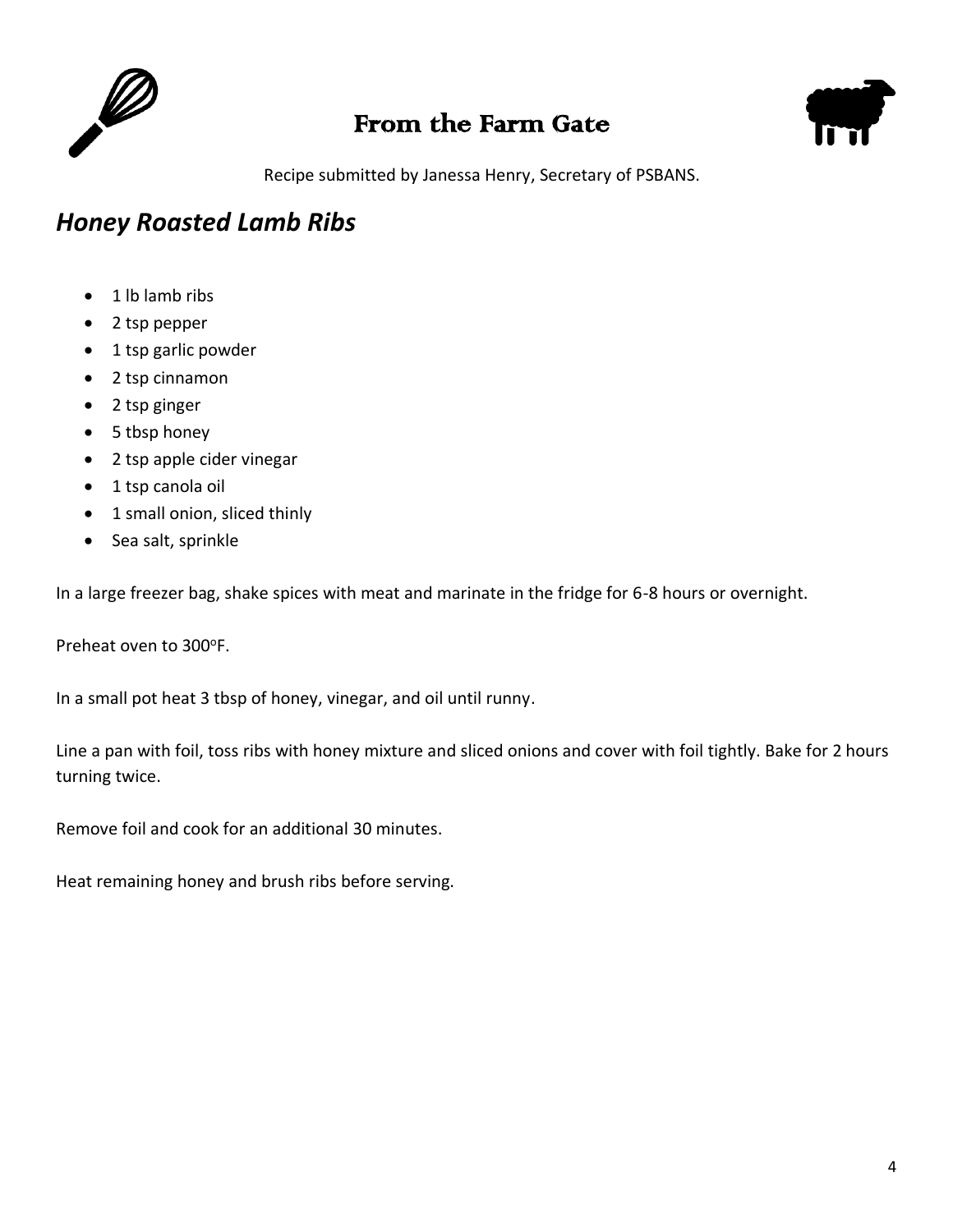# From the Farm Gate

Recipe submitted by Janessa Henry, Secretary of PSBANS.

## *Honey Roasted Lamb Ribs*

- 1 lb lamb ribs
- 2 tsp pepper
- 1 tsp garlic powder
- 2 tsp cinnamon
- 2 tsp ginger
- 5 tbsp honey
- 2 tsp apple cider vinegar
- 1 tsp canola oil
- 1 small onion, sliced thinly
- Sea salt, sprinkle

In a large freezer bag, shake spices with meat and marinate in the fridge for 6-8 hours or overnight.

Preheat oven to 300°F.

In a small pot heat 3 tbsp of honey, vinegar, and oil until runny.

Line a pan with foil, toss ribs with honey mixture and sliced onions and cover with foil tightly. Bake for 2 hours turning twice.

Remove foil and cook for an additional 30 minutes.

Heat remaining honey and brush ribs before serving.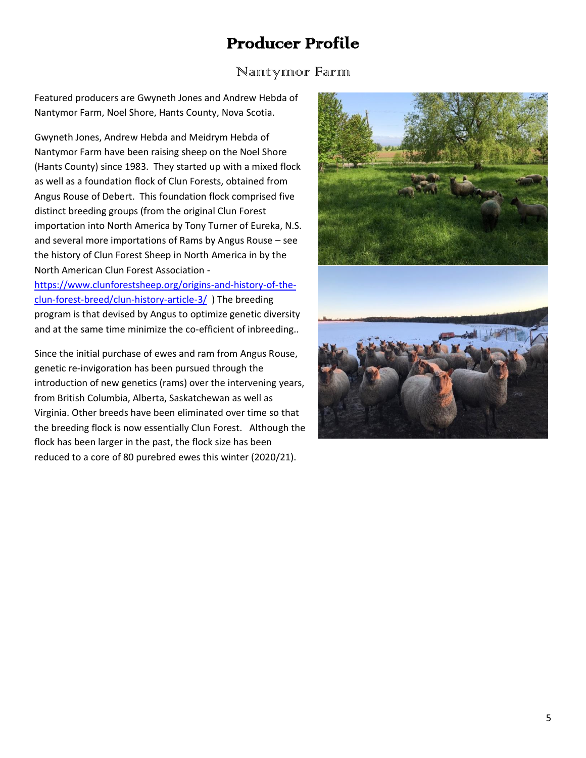# Producer Profile

## Nantymor Farm

Featured producers are Gwyneth Jones and Andrew Hebda of Nantymor Farm, Noel Shore, Hants County, Nova Scotia.

Gwyneth Jones, Andrew Hebda and Meidrym Hebda of Nantymor Farm have been raising sheep on the Noel Shore (Hants County) since 1983. They started up with a mixed flock as well as a foundation flock of Clun Forests, obtained from Angus Rouse of Debert. This foundation flock comprised five distinct breeding groups (from the original Clun Forest importation into North America by Tony Turner of Eureka, N.S. and several more importations of Rams by Angus Rouse – see the history of Clun Forest Sheep in North America in by the North American Clun Forest Association - [https://www.clunforestsheep.org/origins-and-history-of-the-clun-forest-breed/clun-history-article-3/](https://www.clunforestsheep.org/origins-and-history-of-the-clun-forest-breed/clun-history-article-3/) ) The breeding program is that devised by Angus to optimize genetic diversity and at the same time minimize the co-efficient of inbreeding..

Since the initial purchase of ewes and ram from Angus Rouse, genetic re-invigoration has been pursued through the introduction of new genetics (rams) over the intervening years, from British Columbia, Alberta, Saskatchewan as well as Virginia. Other breeds have been eliminated over time so that the breeding flock is now essentially Clun Forest. Although the flock has been larger in the past, the flock size has been reduced to a core of 80 purebred ewes this winter (2020/21).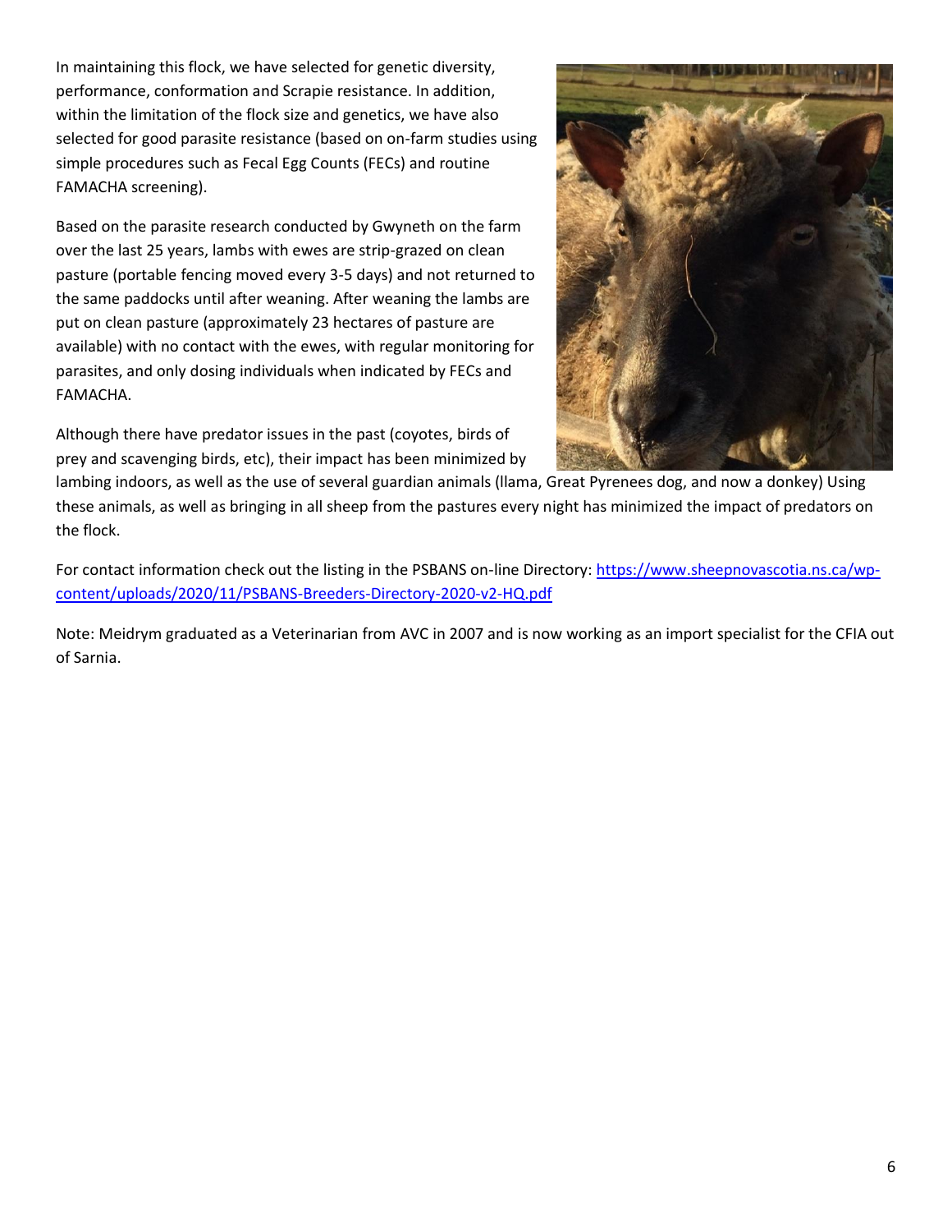In maintaining this flock, we have selected for genetic diversity, performance, conformation and Scrapie resistance. In addition, within the limitation of the flock size and genetics, we have also selected for good parasite resistance (based on on-farm studies using simple procedures such as Fecal Egg Counts (FECs) and routine FAMACHA screening).

Based on the parasite research conducted by Gwyneth on the farm over the last 25 years, lambs with ewes are strip-grazed on clean pasture (portable fencing moved every 3-5 days) and not returned to the same paddocks until after weaning. After weaning the lambs are put on clean pasture (approximately 23 hectares of pasture are available) with no contact with the ewes, with regular monitoring for parasites, and only dosing individuals when indicated by FECs and FAMACHA.

Although there have predator issues in the past (coyotes, birds of prey and scavenging birds, etc), their impact has been minimized by lambing indoors, as well as the use of several guardian animals (llama, Great Pyrenees dog, and now a donkey) Using these animals, as well as bringing in all sheep from the pastures every night has minimized the impact of predators on the flock.

For contact information check out the listing in the PSBANS on-line Directory: https://www.sheepnovascotia.ns.ca/wp-content/uploads/2020/11/PSBANS-Breeders-Directory-2020-v2-HQ.pdf

Note: Meidrym graduated as a Veterinarian from AVC in 2007 and is now working as an import specialist for the CFIA out of Sarnia.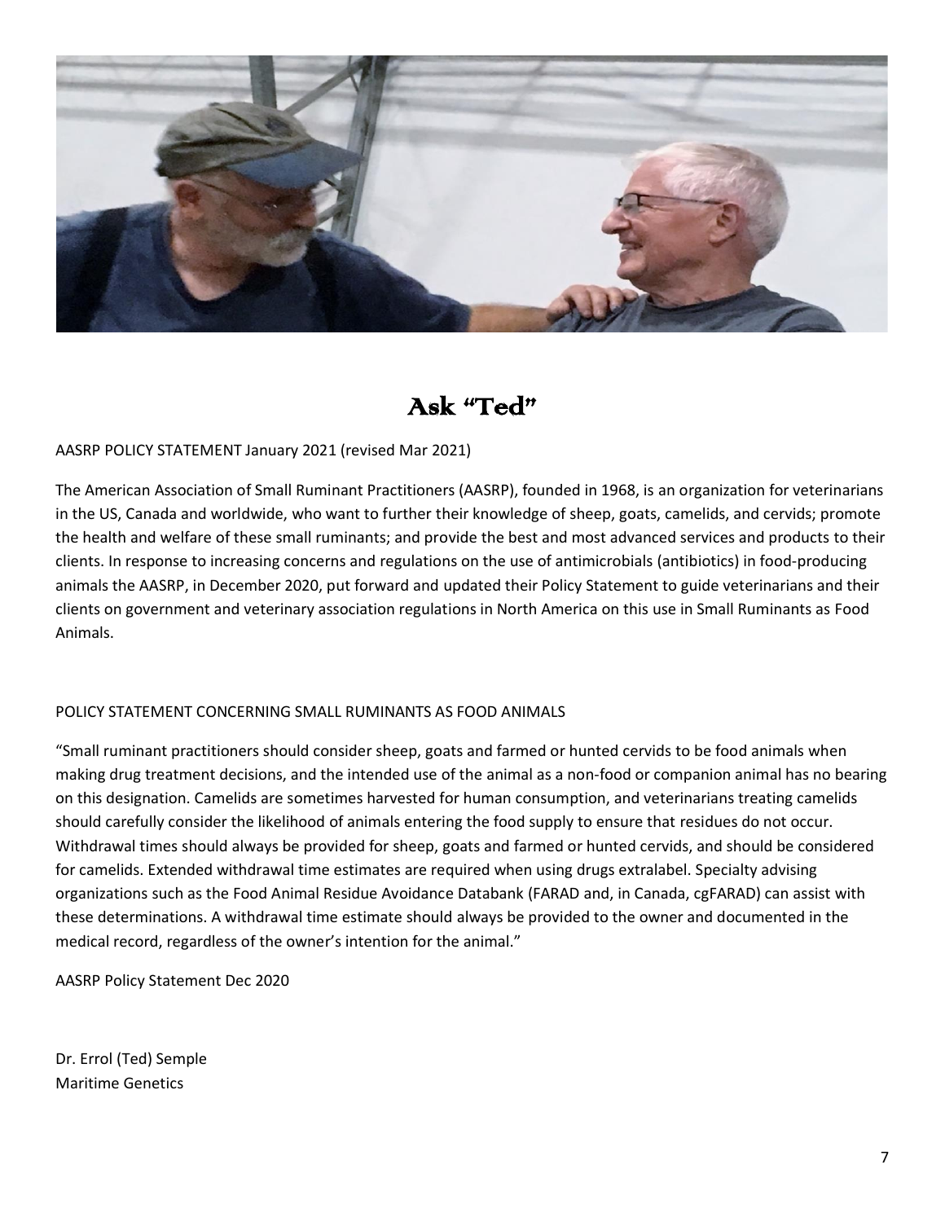# Ask "Ted"

AASRP POLICY STATEMENT January 2021 (revised Mar 2021)

The American Association of Small Ruminant Practitioners (AASRP), founded in 1968, is an organization for veterinarians in the US, Canada and worldwide, who want to further their knowledge of sheep, goats, camelids, and cervids; promote the health and welfare of these small ruminants; and provide the best and most advanced services and products to their clients. In response to increasing concerns and regulations on the use of antimicrobials (antibiotics) in food-producing animals the AASRP, in December 2020, put forward and updated their Policy Statement to guide veterinarians and their clients on government and veterinary association regulations in North America on this use in Small Ruminants as Food Animals.

POLICY STATEMENT CONCERNING SMALL RUMINANTS AS FOOD ANIMALS

"Small ruminant practitioners should consider sheep, goats and farmed or hunted cervids to be food animals when making drug treatment decisions, and the intended use of the animal as a non-food or companion animal has no bearing on this designation. Camelids are sometimes harvested for human consumption, and veterinarians treating camelids should carefully consider the likelihood of animals entering the food supply to ensure that residues do not occur. Withdrawal times should always be provided for sheep, goats and farmed or hunted cervids, and should be considered for camelids. Extended withdrawal time estimates are required when using drugs extralabel. Specialty advising organizations such as the Food Animal Residue Avoidance Databank (FARAD and, in Canada, cgFARAD) can assist with these determinations. A withdrawal time estimate should always be provided to the owner and documented in the medical record, regardless of the owner's intention for the animal."

AASRP Policy Statement Dec 2020

Dr. Errol (Ted) Semple
Maritime Genetics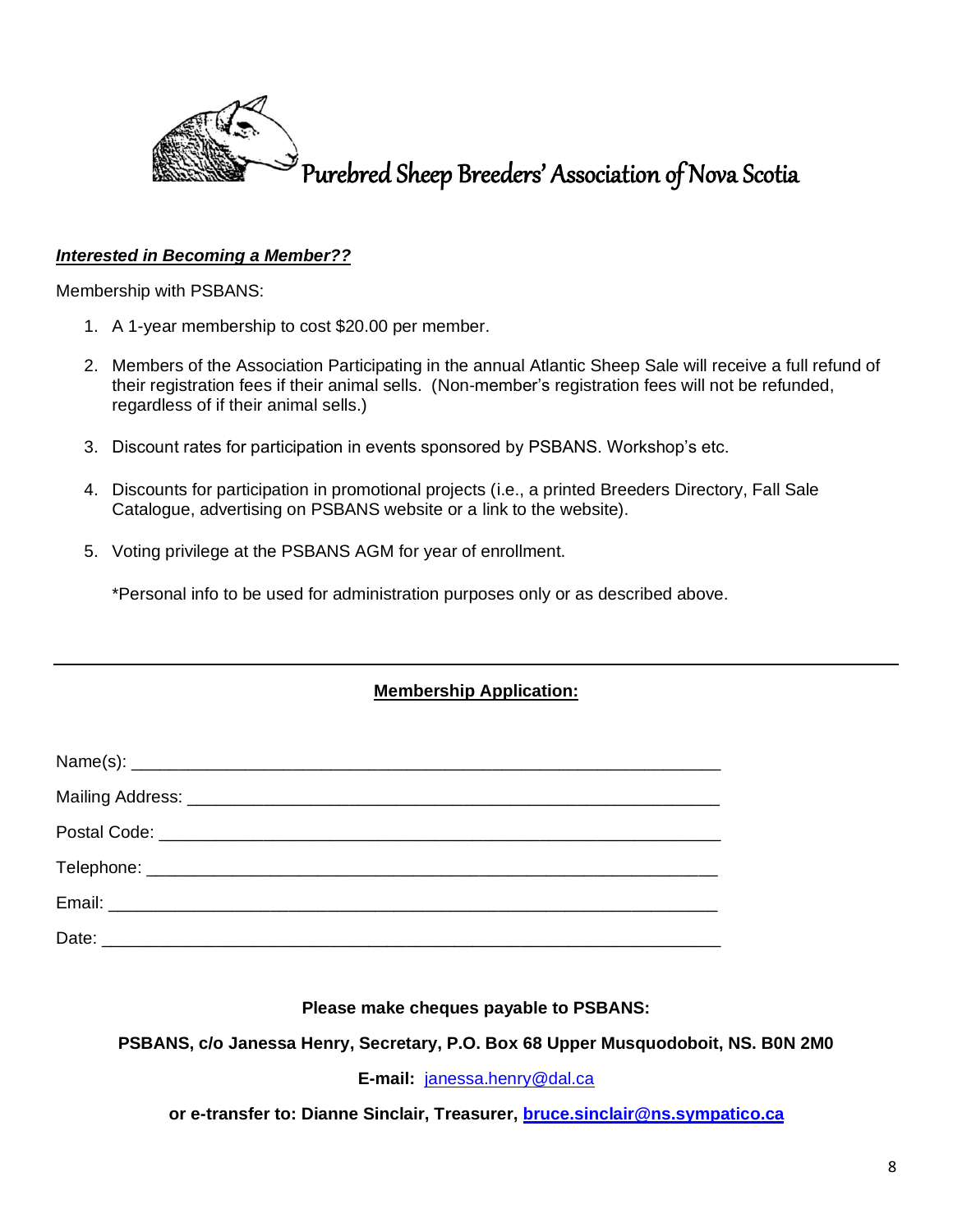# Purebred Sheep Breeders' Association of Nova Scotia

***Interested in Becoming a Member??***

Membership with PSBANS:

1. A 1-year membership to cost $20.00 per member.
2. Members of the Association Participating in the annual Atlantic Sheep Sale will receive a full refund of their registration fees if their animal sells. (Non-member's registration fees will not be refunded, regardless of if their animal sells.)
3. Discount rates for participation in events sponsored by PSBANS. Workshop's etc.
4. Discounts for participation in promotional projects (i.e., a printed Breeders Directory, Fall Sale Catalogue, advertising on PSBANS website or a link to the website).
5. Voting privilege at the PSBANS AGM for year of enrollment.

   *Personal info to be used for administration purposes only or as described above.

---

**Membership Application:**

Name(s): ____________________________________________________________

Mailing Address: ______________________________________________________

Postal Code: _________________________________________________________

Telephone: __________________________________________________________

Email: ______________________________________________________________

Date: _______________________________________________________________

**Please make cheques payable to PSBANS:**

**PSBANS, c/o Janessa Henry, Secretary, P.O. Box 68 Upper Musquodoboit, NS. B0N 2M0**

**E-mail:** janessa.henry@dal.ca

**or e-transfer to: Dianne Sinclair, Treasurer, bruce.sinclair@ns.sympatico.ca**